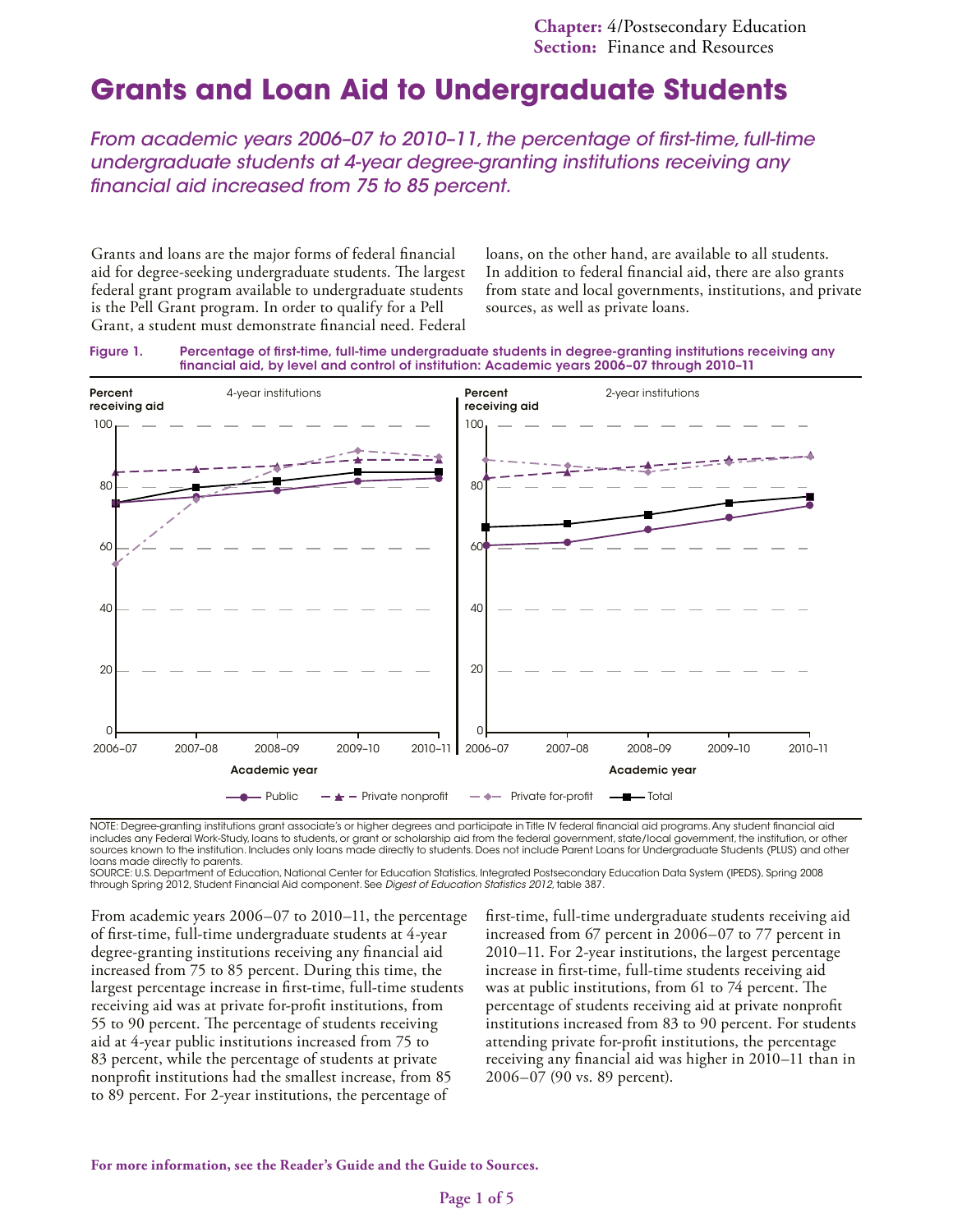# Grants and Loan Aid to Undergraduate Students

*From academic years 2006–07 to 2010–11, the percentage of first-time, full-time undergraduate students at 4-year degree-granting institutions receiving any financial aid increased from 75 to 85 percent.*

Grants and loans are the major forms of federal financial aid for degree-seeking undergraduate students. The largest federal grant program available to undergraduate students is the Pell Grant program. In order to qualify for a Pell Grant, a student must demonstrate financial need. Federal loans, on the other hand, are available to all students. In addition to federal financial aid, there are also grants from state and local governments, institutions, and private sources, as well as private loans.

**Figure 1.** Percentage of first-time, full-time undergraduate students in degree-granting institutions receiving any financial aid, by level and control of institution: Academic years 2006–07 through 2010–11

NOTE: Degree-granting institutions grant associate's or higher degrees and participate in Title IV federal financial aid programs. Any student financial aid includes any Federal Work-Study, loans to students, or grant or scholarship aid from the federal government, state/local government, the institution, or other sources known to the institution. Includes only loans made directly to students. Does not include Parent Loans for Undergraduate Students (PLUS) and other loans made directly to parents.
SOURCE: U.S. Department of Education, National Center for Education Statistics, Integrated Postsecondary Education Data System (IPEDS), Spring 2008 through Spring 2012, Student Financial Aid component. See *Digest of Education Statistics 2012,* table 387.

From academic years 2006–07 to 2010–11, the percentage of first-time, full-time undergraduate students at 4-year degree-granting institutions receiving any financial aid increased from 75 to 85 percent. During this time, the largest percentage increase in first-time, full-time students receiving aid was at private for-profit institutions, from 55 to 90 percent. The percentage of students receiving aid at 4-year public institutions increased from 75 to 83 percent, while the percentage of students at private nonprofit institutions had the smallest increase, from 85 to 89 percent. For 2-year institutions, the percentage of first-time, full-time undergraduate students receiving aid increased from 67 percent in 2006–07 to 77 percent in 2010–11. For 2-year institutions, the largest percentage increase in first-time, full-time students receiving aid was at public institutions, from 61 to 74 percent. The percentage of students receiving aid at private nonprofit institutions increased from 83 to 90 percent. For students attending private for-profit institutions, the percentage receiving any financial aid was higher in 2010–11 than in 2006–07 (90 vs. 89 percent).

**For more information, see the Reader's Guide and the Guide to Sources.**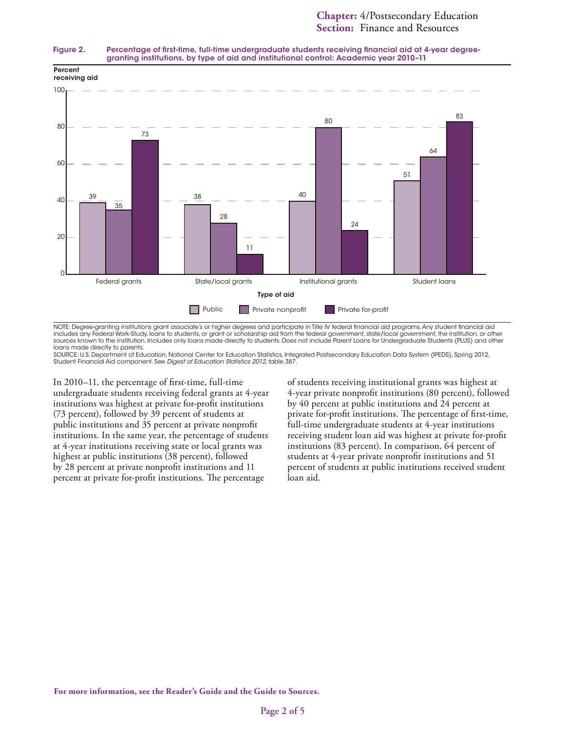Figure 2. Percentage of first-time, full-time undergraduate students receiving financial aid at 4-year degree-granting institutions, by type of aid and institutional control: Academic year 2010–11

| Type of aid | Public | Private nonprofit | Private for-profit |
|---|---|---|---|
| Federal grants | 39 | 35 | 73 |
| State/local grants | 38 | 28 | 11 |
| Institutional grants | 40 | 80 | 24 |
| Student loans | 51 | 64 | 83 |

NOTE: Degree-granting institutions grant associate's or higher degrees and participate in Title IV federal financial aid programs. Any student financial aid includes any Federal Work-Study, loans to students, or grant or scholarship aid from the federal government, state/local government, the institution, or other sources known to the institution. Includes only loans made directly to students. Does not include Parent Loans for Undergraduate Students (PLUS) and other loans made directly to parents.
SOURCE: U.S. Department of Education, National Center for Education Statistics, Integrated Postsecondary Education Data System (IPEDS), Spring 2012, Student Financial Aid component. See *Digest of Education Statistics 2012*, table 387.

In 2010–11, the percentage of first-time, full-time undergraduate students receiving federal grants at 4-year institutions was highest at private for-profit institutions (73 percent), followed by 39 percent of students at public institutions and 35 percent at private nonprofit institutions. In the same year, the percentage of students at 4-year institutions receiving state or local grants was highest at public institutions (38 percent), followed by 28 percent at private nonprofit institutions and 11 percent at private for-profit institutions. The percentage of students receiving institutional grants was highest at 4-year private nonprofit institutions (80 percent), followed by 40 percent at public institutions and 24 percent at private for-profit institutions. The percentage of first-time, full-time undergraduate students at 4-year institutions receiving student loan aid was highest at private for-profit institutions (83 percent). In comparison, 64 percent of students at 4-year private nonprofit institutions and 51 percent of students at public institutions received student loan aid.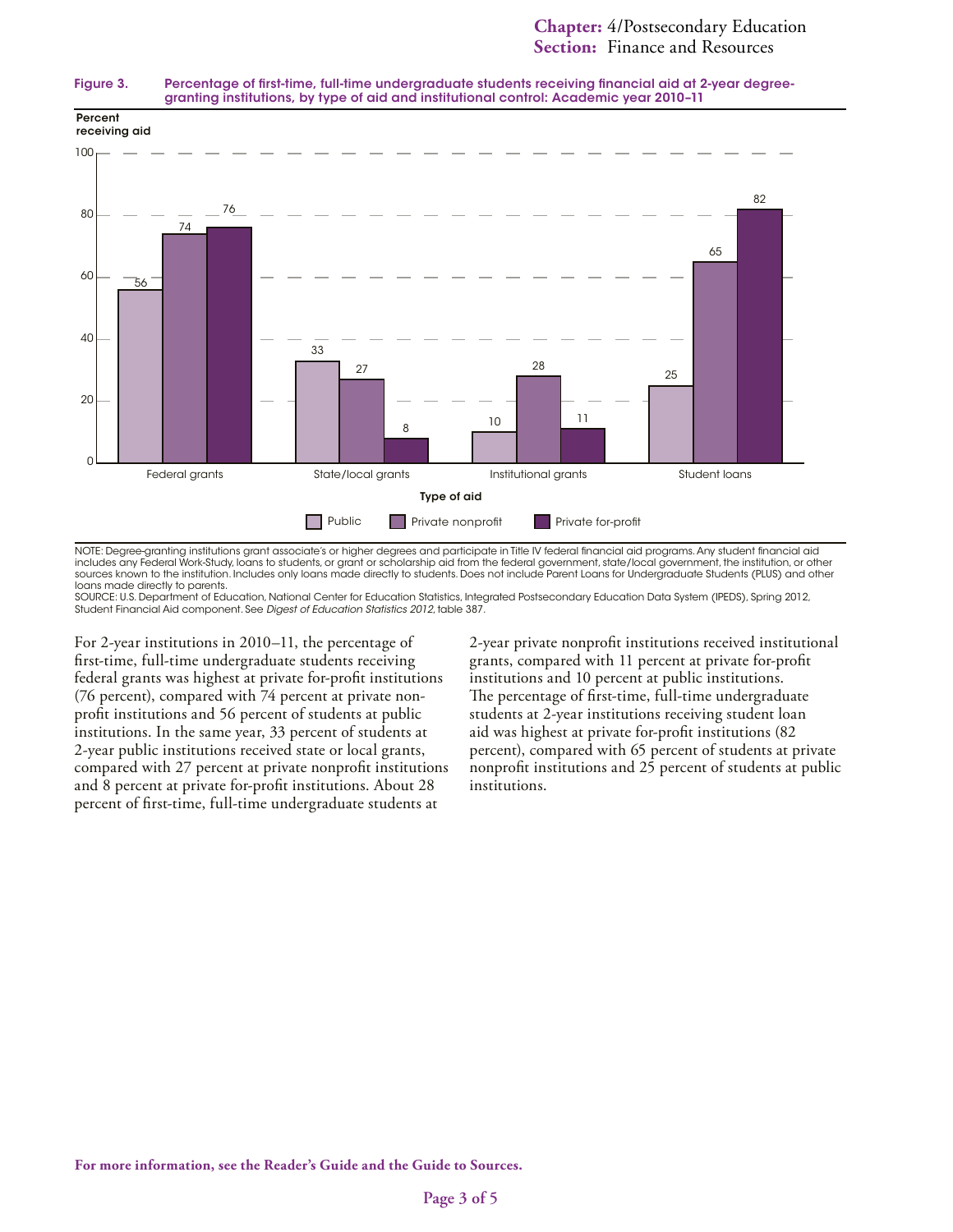**Figure 3. Percentage of first-time, full-time undergraduate students receiving financial aid at 2-year degree-granting institutions, by type of aid and institutional control: Academic year 2010–11**

| Type of aid | Public | Private nonprofit | Private for-profit |
|---|---|---|---|
| Federal grants | 56 | 74 | 76 |
| State/local grants | 33 | 27 | 8 |
| Institutional grants | 10 | 28 | 11 |
| Student loans | 25 | 65 | 82 |

NOTE: Degree-granting institutions grant associate's or higher degrees and participate in Title IV federal financial aid programs. Any student financial aid includes any Federal Work-Study, loans to students, or grant or scholarship aid from the federal government, state/local government, the institution, or other sources known to the institution. Includes only loans made directly to students. Does not include Parent Loans for Undergraduate Students (PLUS) and other loans made directly to parents.
SOURCE: U.S. Department of Education, National Center for Education Statistics, Integrated Postsecondary Education Data System (IPEDS), Spring 2012, Student Financial Aid component. See *Digest of Education Statistics 2012*, table 387.

For 2-year institutions in 2010–11, the percentage of first-time, full-time undergraduate students receiving federal grants was highest at private for-profit institutions (76 percent), compared with 74 percent at private non-profit institutions and 56 percent of students at public institutions. In the same year, 33 percent of students at 2-year public institutions received state or local grants, compared with 27 percent at private nonprofit institutions and 8 percent at private for-profit institutions. About 28 percent of first-time, full-time undergraduate students at 2-year private nonprofit institutions received institutional grants, compared with 11 percent at private for-profit institutions and 10 percent at public institutions. The percentage of first-time, full-time undergraduate students at 2-year institutions receiving student loan aid was highest at private for-profit institutions (82 percent), compared with 65 percent of students at private nonprofit institutions and 25 percent of students at public institutions.

**For more information, see the Reader's Guide and the Guide to Sources.**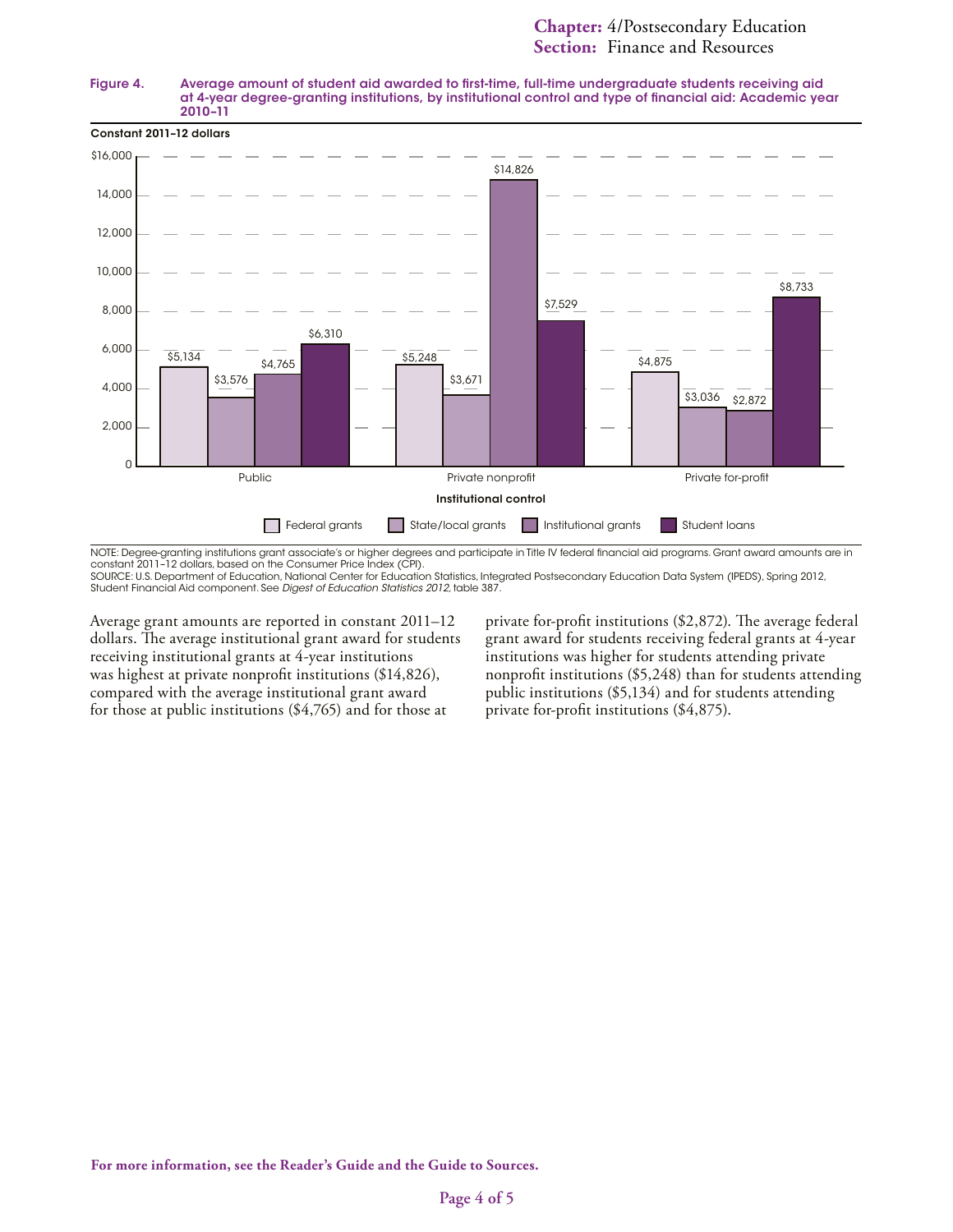**Figure 4. Average amount of student aid awarded to first-time, full-time undergraduate students receiving aid at 4-year degree-granting institutions, by institutional control and type of financial aid: Academic year 2010–11**

Constant 2011–12 dollars

| Institutional control | Federal grants | State/local grants | Institutional grants | Student loans |
|---|---|---|---|---|
| Public | $5,134 | $3,576 | $4,765 | $6,310 |
| Private nonprofit | $5,248 | $3,671 | $14,826 | $7,529 |
| Private for-profit | $4,875 | $3,036 | $2,872 | $8,733 |

NOTE: Degree-granting institutions grant associate's or higher degrees and participate in Title IV federal financial aid programs. Grant award amounts are in constant 2011–12 dollars, based on the Consumer Price Index (CPI).
SOURCE: U.S. Department of Education, National Center for Education Statistics, Integrated Postsecondary Education Data System (IPEDS), Spring 2012, Student Financial Aid component. See *Digest of Education Statistics 2012*, table 387.

Average grant amounts are reported in constant 2011–12 dollars. The average institutional grant award for students receiving institutional grants at 4-year institutions was highest at private nonprofit institutions ($14,826), compared with the average institutional grant award for those at public institutions ($4,765) and for those at private for-profit institutions ($2,872). The average federal grant award for students receiving federal grants at 4-year institutions was higher for students attending private nonprofit institutions ($5,248) than for students attending public institutions ($5,134) and for students attending private for-profit institutions ($4,875).

**For more information, see the Reader's Guide and the Guide to Sources.**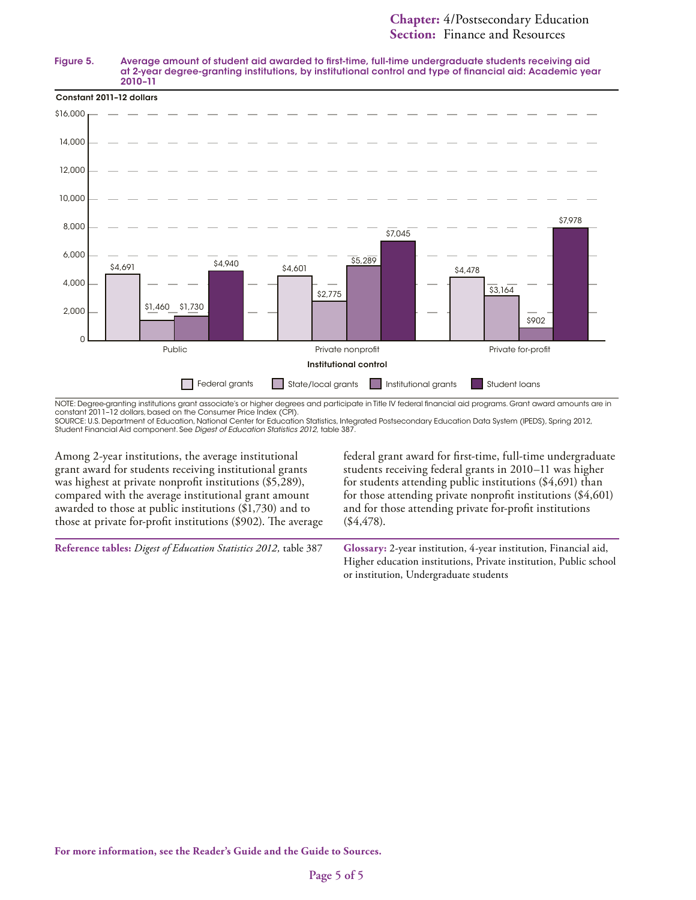**Chapter:** 4/Postsecondary Education
**Section:** Finance and Resources

**Figure 5.** Average amount of student aid awarded to first-time, full-time undergraduate students receiving aid at 2-year degree-granting institutions, by institutional control and type of financial aid: Academic year 2010–11

Constant 2011–12 dollars

$16,000
14,000
12,000
10,000
8,000
6,000
4,000
2,000
0

Public: $4,691, $1,460, $1,730, $4,940

Private nonprofit: $4,601, $2,775, $5,289, $7,045

Private for-profit: $4,478, $3,164, $902, $7,978

Institutional control

Federal grants | State/local grants | Institutional grants | Student loans

NOTE: Degree-granting institutions grant associate's or higher degrees and participate in Title IV federal financial aid programs. Grant award amounts are in constant 2011–12 dollars, based on the Consumer Price Index (CPI).
SOURCE: U.S. Department of Education, National Center for Education Statistics, Integrated Postsecondary Education Data System (IPEDS), Spring 2012, Student Financial Aid component. See *Digest of Education Statistics 2012,* table 387.

Among 2-year institutions, the average institutional grant award for students receiving institutional grants was highest at private nonprofit institutions ($5,289), compared with the average institutional grant amount awarded to those at public institutions ($1,730) and to those at private for-profit institutions ($902). The average federal grant award for first-time, full-time undergraduate students receiving federal grants in 2010–11 was higher for students attending public institutions ($4,691) than for those attending private nonprofit institutions ($4,601) and for those attending private for-profit institutions ($4,478).

**Reference tables:** *Digest of Education Statistics 2012,* table 387

**Glossary:** 2-year institution, 4-year institution, Financial aid, Higher education institutions, Private institution, Public school or institution, Undergraduate students

**For more information, see the Reader's Guide and the Guide to Sources.**